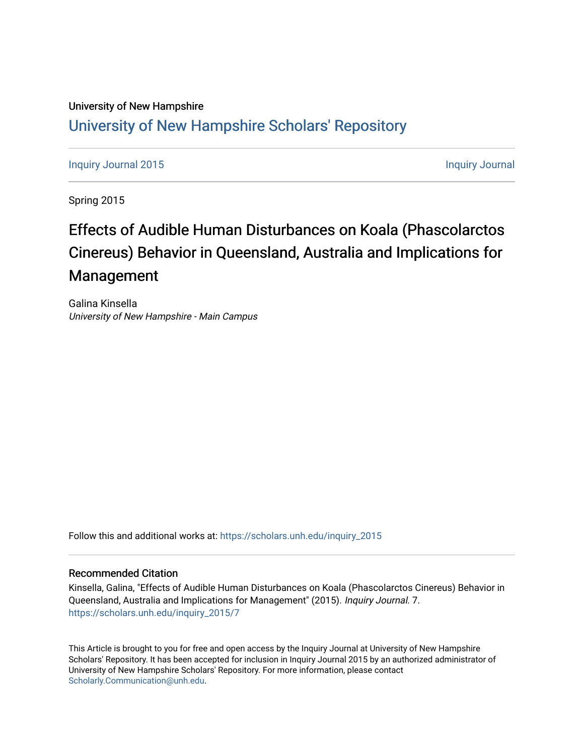University of New Hampshire

[University of New Hampshire Scholars' Repository](https://scholars.unh.edu/)

Inquiry Journal 2015 | Inquiry Journal

Spring 2015

# Effects of Audible Human Disturbances on Koala (Phascolarctos Cinereus) Behavior in Queensland, Australia and Implications for Management

Galina Kinsella
*University of New Hampshire - Main Campus*

Follow this and additional works at: https://scholars.unh.edu/inquiry_2015

## Recommended Citation

Kinsella, Galina, "Effects of Audible Human Disturbances on Koala (Phascolarctos Cinereus) Behavior in Queensland, Australia and Implications for Management" (2015). *Inquiry Journal*. 7.
https://scholars.unh.edu/inquiry_2015/7

This Article is brought to you for free and open access by the Inquiry Journal at University of New Hampshire Scholars' Repository. It has been accepted for inclusion in Inquiry Journal 2015 by an authorized administrator of University of New Hampshire Scholars' Repository. For more information, please contact Scholarly.Communication@unh.edu.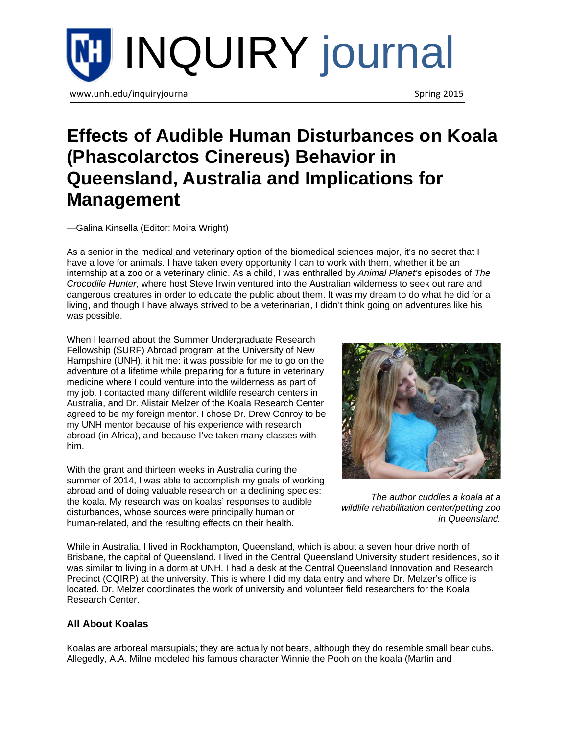# Effects of Audible Human Disturbances on Koala (Phascolarctos Cinereus) Behavior in Queensland, Australia and Implications for Management

—Galina Kinsella (Editor: Moira Wright)

As a senior in the medical and veterinary option of the biomedical sciences major, it's no secret that I have a love for animals. I have taken every opportunity I can to work with them, whether it be an internship at a zoo or a veterinary clinic. As a child, I was enthralled by *Animal Planet's* episodes of *The Crocodile Hunter*, where host Steve Irwin ventured into the Australian wilderness to seek out rare and dangerous creatures in order to educate the public about them. It was my dream to do what he did for a living, and though I have always strived to be a veterinarian, I didn't think going on adventures like his was possible.

When I learned about the Summer Undergraduate Research Fellowship (SURF) Abroad program at the University of New Hampshire (UNH), it hit me: it was possible for me to go on the adventure of a lifetime while preparing for a future in veterinary medicine where I could venture into the wilderness as part of my job. I contacted many different wildlife research centers in Australia, and Dr. Alistair Melzer of the Koala Research Center agreed to be my foreign mentor. I chose Dr. Drew Conroy to be my UNH mentor because of his experience with research abroad (in Africa), and because I've taken many classes with him.

With the grant and thirteen weeks in Australia during the summer of 2014, I was able to accomplish my goals of working abroad and of doing valuable research on a declining species: the koala. My research was on koalas' responses to audible disturbances, whose sources were principally human or human-related, and the resulting effects on their health.

*The author cuddles a koala at a wildlife rehabilitation center/petting zoo in Queensland.*

While in Australia, I lived in Rockhampton, Queensland, which is about a seven hour drive north of Brisbane, the capital of Queensland. I lived in the Central Queensland University student residences, so it was similar to living in a dorm at UNH. I had a desk at the Central Queensland Innovation and Research Precinct (CQIRP) at the university. This is where I did my data entry and where Dr. Melzer's office is located. Dr. Melzer coordinates the work of university and volunteer field researchers for the Koala Research Center.

### All About Koalas

Koalas are arboreal marsupials; they are actually not bears, although they do resemble small bear cubs. Allegedly, A.A. Milne modeled his famous character Winnie the Pooh on the koala (Martin and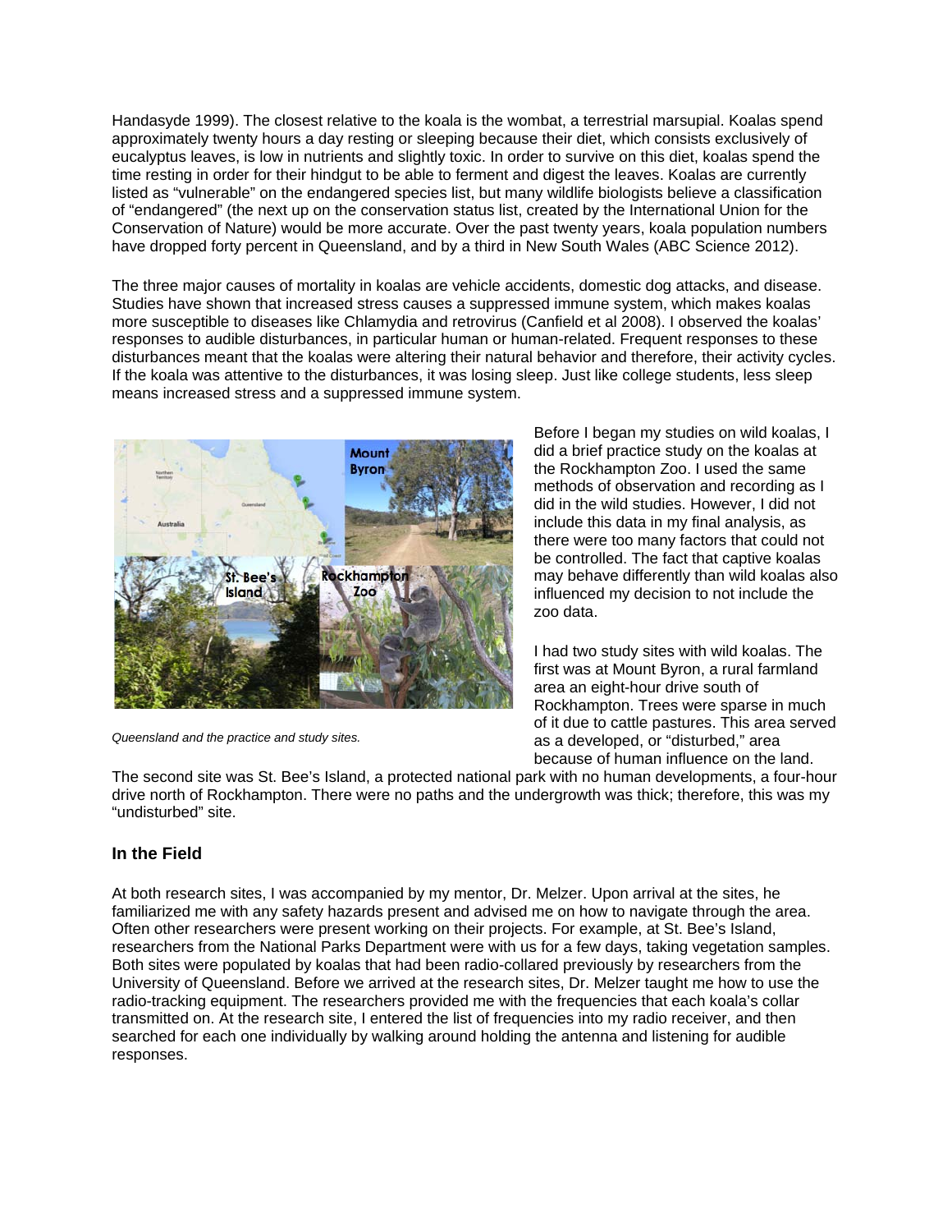Handasyde 1999). The closest relative to the koala is the wombat, a terrestrial marsupial. Koalas spend approximately twenty hours a day resting or sleeping because their diet, which consists exclusively of eucalyptus leaves, is low in nutrients and slightly toxic. In order to survive on this diet, koalas spend the time resting in order for their hindgut to be able to ferment and digest the leaves. Koalas are currently listed as "vulnerable" on the endangered species list, but many wildlife biologists believe a classification of "endangered" (the next up on the conservation status list, created by the International Union for the Conservation of Nature) would be more accurate. Over the past twenty years, koala population numbers have dropped forty percent in Queensland, and by a third in New South Wales (ABC Science 2012).

The three major causes of mortality in koalas are vehicle accidents, domestic dog attacks, and disease. Studies have shown that increased stress causes a suppressed immune system, which makes koalas more susceptible to diseases like Chlamydia and retrovirus (Canfield et al 2008). I observed the koalas' responses to audible disturbances, in particular human or human-related. Frequent responses to these disturbances meant that the koalas were altering their natural behavior and therefore, their activity cycles. If the koala was attentive to the disturbances, it was losing sleep. Just like college students, less sleep means increased stress and a suppressed immune system.

*Queensland and the practice and study sites.*

Before I began my studies on wild koalas, I did a brief practice study on the koalas at the Rockhampton Zoo. I used the same methods of observation and recording as I did in the wild studies. However, I did not include this data in my final analysis, as there were too many factors that could not be controlled. The fact that captive koalas may behave differently than wild koalas also influenced my decision to not include the zoo data.

I had two study sites with wild koalas. The first was at Mount Byron, a rural farmland area an eight-hour drive south of Rockhampton. Trees were sparse in much of it due to cattle pastures. This area served as a developed, or "disturbed," area because of human influence on the land. The second site was St. Bee's Island, a protected national park with no human developments, a four-hour drive north of Rockhampton. There were no paths and the undergrowth was thick; therefore, this was my "undisturbed" site.

### In the Field

At both research sites, I was accompanied by my mentor, Dr. Melzer. Upon arrival at the sites, he familiarized me with any safety hazards present and advised me on how to navigate through the area. Often other researchers were present working on their projects. For example, at St. Bee's Island, researchers from the National Parks Department were with us for a few days, taking vegetation samples. Both sites were populated by koalas that had been radio-collared previously by researchers from the University of Queensland. Before we arrived at the research sites, Dr. Melzer taught me how to use the radio-tracking equipment. The researchers provided me with the frequencies that each koala's collar transmitted on. At the research site, I entered the list of frequencies into my radio receiver, and then searched for each one individually by walking around holding the antenna and listening for audible responses.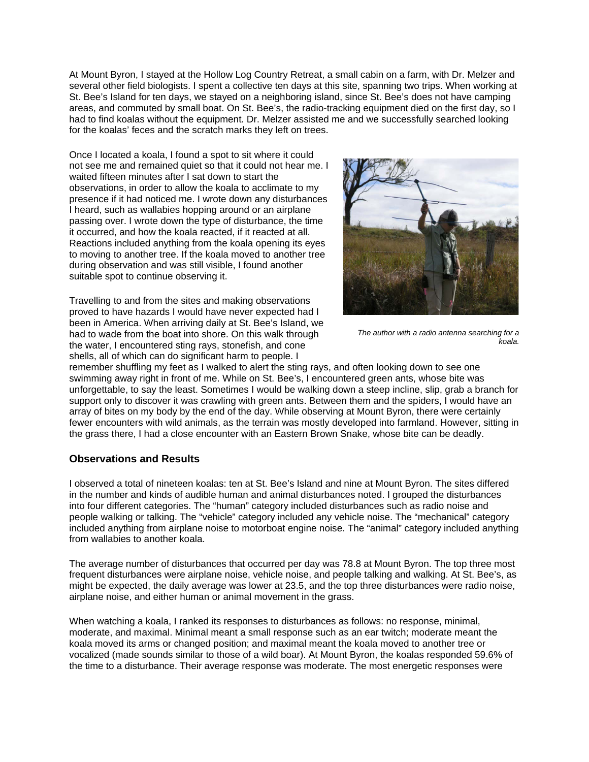At Mount Byron, I stayed at the Hollow Log Country Retreat, a small cabin on a farm, with Dr. Melzer and several other field biologists. I spent a collective ten days at this site, spanning two trips. When working at St. Bee's Island for ten days, we stayed on a neighboring island, since St. Bee's does not have camping areas, and commuted by small boat. On St. Bee's, the radio-tracking equipment died on the first day, so I had to find koalas without the equipment. Dr. Melzer assisted me and we successfully searched looking for the koalas' feces and the scratch marks they left on trees.

Once I located a koala, I found a spot to sit where it could not see me and remained quiet so that it could not hear me. I waited fifteen minutes after I sat down to start the observations, in order to allow the koala to acclimate to my presence if it had noticed me. I wrote down any disturbances I heard, such as wallabies hopping around or an airplane passing over. I wrote down the type of disturbance, the time it occurred, and how the koala reacted, if it reacted at all. Reactions included anything from the koala opening its eyes to moving to another tree. If the koala moved to another tree during observation and was still visible, I found another suitable spot to continue observing it.

*The author with a radio antenna searching for a koala.*

Travelling to and from the sites and making observations proved to have hazards I would have never expected had I been in America. When arriving daily at St. Bee's Island, we had to wade from the boat into shore. On this walk through the water, I encountered sting rays, stonefish, and cone shells, all of which can do significant harm to people. I remember shuffling my feet as I walked to alert the sting rays, and often looking down to see one swimming away right in front of me. While on St. Bee's, I encountered green ants, whose bite was unforgettable, to say the least. Sometimes I would be walking down a steep incline, slip, grab a branch for support only to discover it was crawling with green ants. Between them and the spiders, I would have an array of bites on my body by the end of the day. While observing at Mount Byron, there were certainly fewer encounters with wild animals, as the terrain was mostly developed into farmland. However, sitting in the grass there, I had a close encounter with an Eastern Brown Snake, whose bite can be deadly.

## Observations and Results

I observed a total of nineteen koalas: ten at St. Bee's Island and nine at Mount Byron. The sites differed in the number and kinds of audible human and animal disturbances noted. I grouped the disturbances into four different categories. The "human" category included disturbances such as radio noise and people walking or talking. The "vehicle" category included any vehicle noise. The "mechanical" category included anything from airplane noise to motorboat engine noise. The "animal" category included anything from wallabies to another koala.

The average number of disturbances that occurred per day was 78.8 at Mount Byron. The top three most frequent disturbances were airplane noise, vehicle noise, and people talking and walking. At St. Bee's, as might be expected, the daily average was lower at 23.5, and the top three disturbances were radio noise, airplane noise, and either human or animal movement in the grass.

When watching a koala, I ranked its responses to disturbances as follows: no response, minimal, moderate, and maximal. Minimal meant a small response such as an ear twitch; moderate meant the koala moved its arms or changed position; and maximal meant the koala moved to another tree or vocalized (made sounds similar to those of a wild boar). At Mount Byron, the koalas responded 59.6% of the time to a disturbance. Their average response was moderate. The most energetic responses were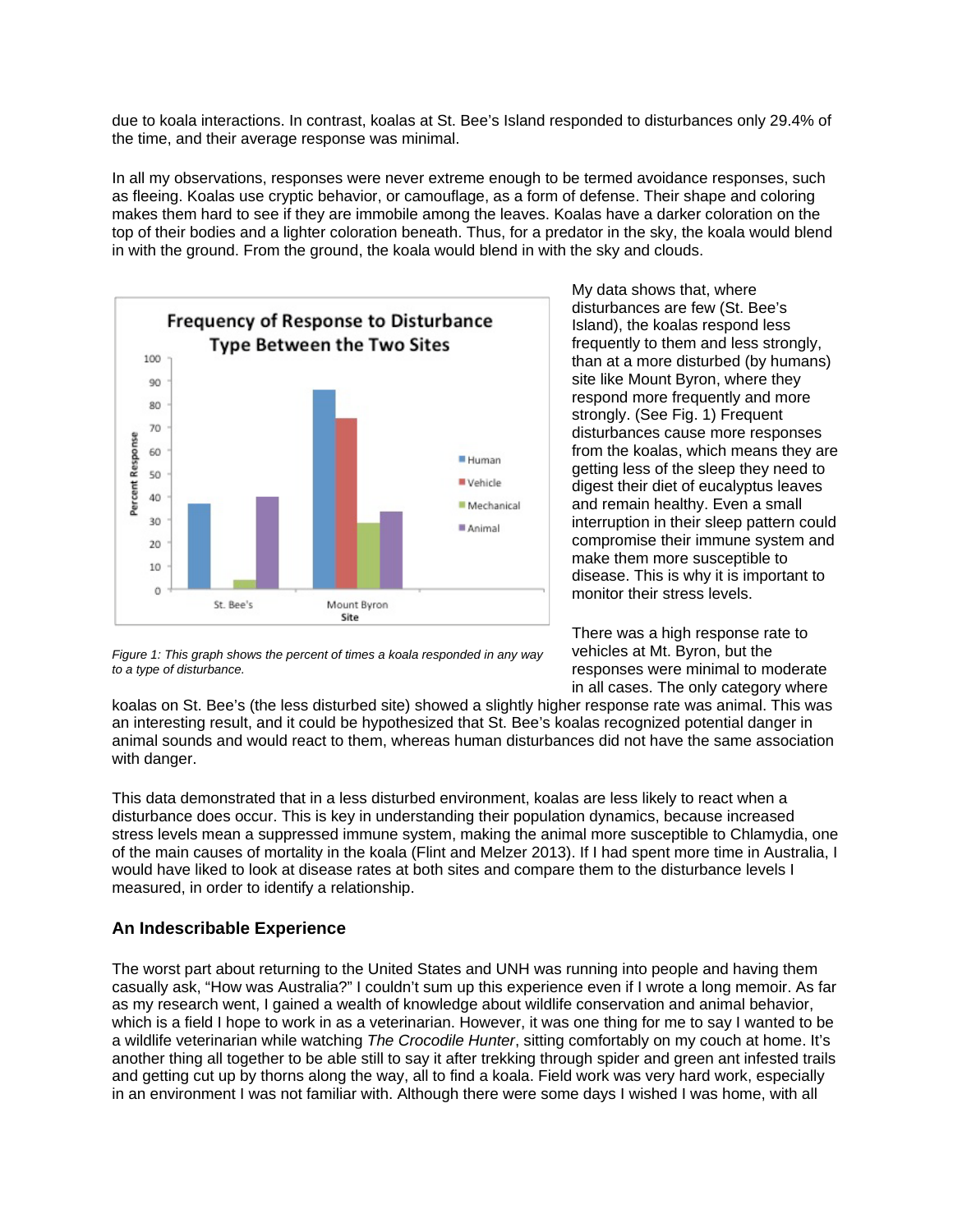due to koala interactions. In contrast, koalas at St. Bee's Island responded to disturbances only 29.4% of the time, and their average response was minimal.

In all my observations, responses were never extreme enough to be termed avoidance responses, such as fleeing. Koalas use cryptic behavior, or camouflage, as a form of defense. Their shape and coloring makes them hard to see if they are immobile among the leaves. Koalas have a darker coloration on the top of their bodies and a lighter coloration beneath. Thus, for a predator in the sky, the koala would blend in with the ground. From the ground, the koala would blend in with the sky and clouds.

My data shows that, where disturbances are few (St. Bee's Island), the koalas respond less frequently to them and less strongly, than at a more disturbed (by humans) site like Mount Byron, where they respond more frequently and more strongly. (See Fig. 1) Frequent disturbances cause more responses from the koalas, which means they are getting less of the sleep they need to digest their diet of eucalyptus leaves and remain healthy. Even a small interruption in their sleep pattern could compromise their immune system and make them more susceptible to disease. This is why it is important to monitor their stress levels.

*Figure 1: This graph shows the percent of times a koala responded in any way to a type of disturbance.*

There was a high response rate to vehicles at Mt. Byron, but the responses were minimal to moderate in all cases. The only category where koalas on St. Bee's (the less disturbed site) showed a slightly higher response rate was animal. This was an interesting result, and it could be hypothesized that St. Bee's koalas recognized potential danger in animal sounds and would react to them, whereas human disturbances did not have the same association with danger.

This data demonstrated that in a less disturbed environment, koalas are less likely to react when a disturbance does occur. This is key in understanding their population dynamics, because increased stress levels mean a suppressed immune system, making the animal more susceptible to Chlamydia, one of the main causes of mortality in the koala (Flint and Melzer 2013). If I had spent more time in Australia, I would have liked to look at disease rates at both sites and compare them to the disturbance levels I measured, in order to identify a relationship.

## An Indescribable Experience

The worst part about returning to the United States and UNH was running into people and having them casually ask, "How was Australia?" I couldn't sum up this experience even if I wrote a long memoir. As far as my research went, I gained a wealth of knowledge about wildlife conservation and animal behavior, which is a field I hope to work in as a veterinarian. However, it was one thing for me to say I wanted to be a wildlife veterinarian while watching *The Crocodile Hunter*, sitting comfortably on my couch at home. It's another thing all together to be able still to say it after trekking through spider and green ant infested trails and getting cut up by thorns along the way, all to find a koala. Field work was very hard work, especially in an environment I was not familiar with. Although there were some days I wished I was home, with all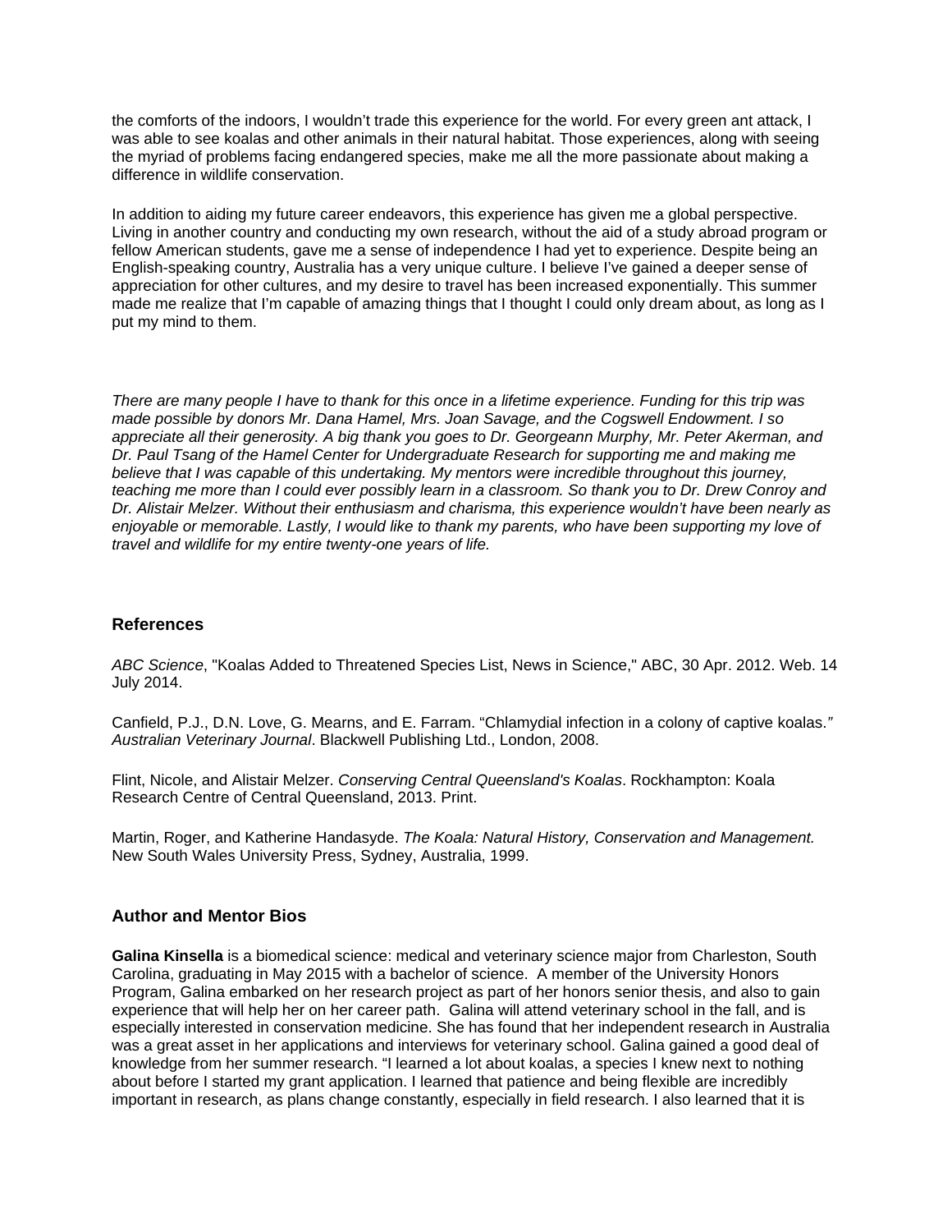the comforts of the indoors, I wouldn't trade this experience for the world. For every green ant attack, I was able to see koalas and other animals in their natural habitat. Those experiences, along with seeing the myriad of problems facing endangered species, make me all the more passionate about making a difference in wildlife conservation.

In addition to aiding my future career endeavors, this experience has given me a global perspective. Living in another country and conducting my own research, without the aid of a study abroad program or fellow American students, gave me a sense of independence I had yet to experience. Despite being an English-speaking country, Australia has a very unique culture. I believe I've gained a deeper sense of appreciation for other cultures, and my desire to travel has been increased exponentially. This summer made me realize that I'm capable of amazing things that I thought I could only dream about, as long as I put my mind to them.

*There are many people I have to thank for this once in a lifetime experience. Funding for this trip was made possible by donors Mr. Dana Hamel, Mrs. Joan Savage, and the Cogswell Endowment. I so appreciate all their generosity. A big thank you goes to Dr. Georgeann Murphy, Mr. Peter Akerman, and Dr. Paul Tsang of the Hamel Center for Undergraduate Research for supporting me and making me believe that I was capable of this undertaking. My mentors were incredible throughout this journey, teaching me more than I could ever possibly learn in a classroom. So thank you to Dr. Drew Conroy and Dr. Alistair Melzer. Without their enthusiasm and charisma, this experience wouldn't have been nearly as enjoyable or memorable. Lastly, I would like to thank my parents, who have been supporting my love of travel and wildlife for my entire twenty-one years of life.*

### References

*ABC Science*, "Koalas Added to Threatened Species List, News in Science," ABC, 30 Apr. 2012. Web. 14 July 2014.

Canfield, P.J., D.N. Love, G. Mearns, and E. Farram. "Chlamydial infection in a colony of captive koalas." *Australian Veterinary Journal*. Blackwell Publishing Ltd., London, 2008.

Flint, Nicole, and Alistair Melzer. *Conserving Central Queensland's Koalas*. Rockhampton: Koala Research Centre of Central Queensland, 2013. Print.

Martin, Roger, and Katherine Handasyde. *The Koala: Natural History, Conservation and Management.* New South Wales University Press, Sydney, Australia, 1999.

### Author and Mentor Bios

**Galina Kinsella** is a biomedical science: medical and veterinary science major from Charleston, South Carolina, graduating in May 2015 with a bachelor of science. A member of the University Honors Program, Galina embarked on her research project as part of her honors senior thesis, and also to gain experience that will help her on her career path. Galina will attend veterinary school in the fall, and is especially interested in conservation medicine. She has found that her independent research in Australia was a great asset in her applications and interviews for veterinary school. Galina gained a good deal of knowledge from her summer research. "I learned a lot about koalas, a species I knew next to nothing about before I started my grant application. I learned that patience and being flexible are incredibly important in research, as plans change constantly, especially in field research. I also learned that it is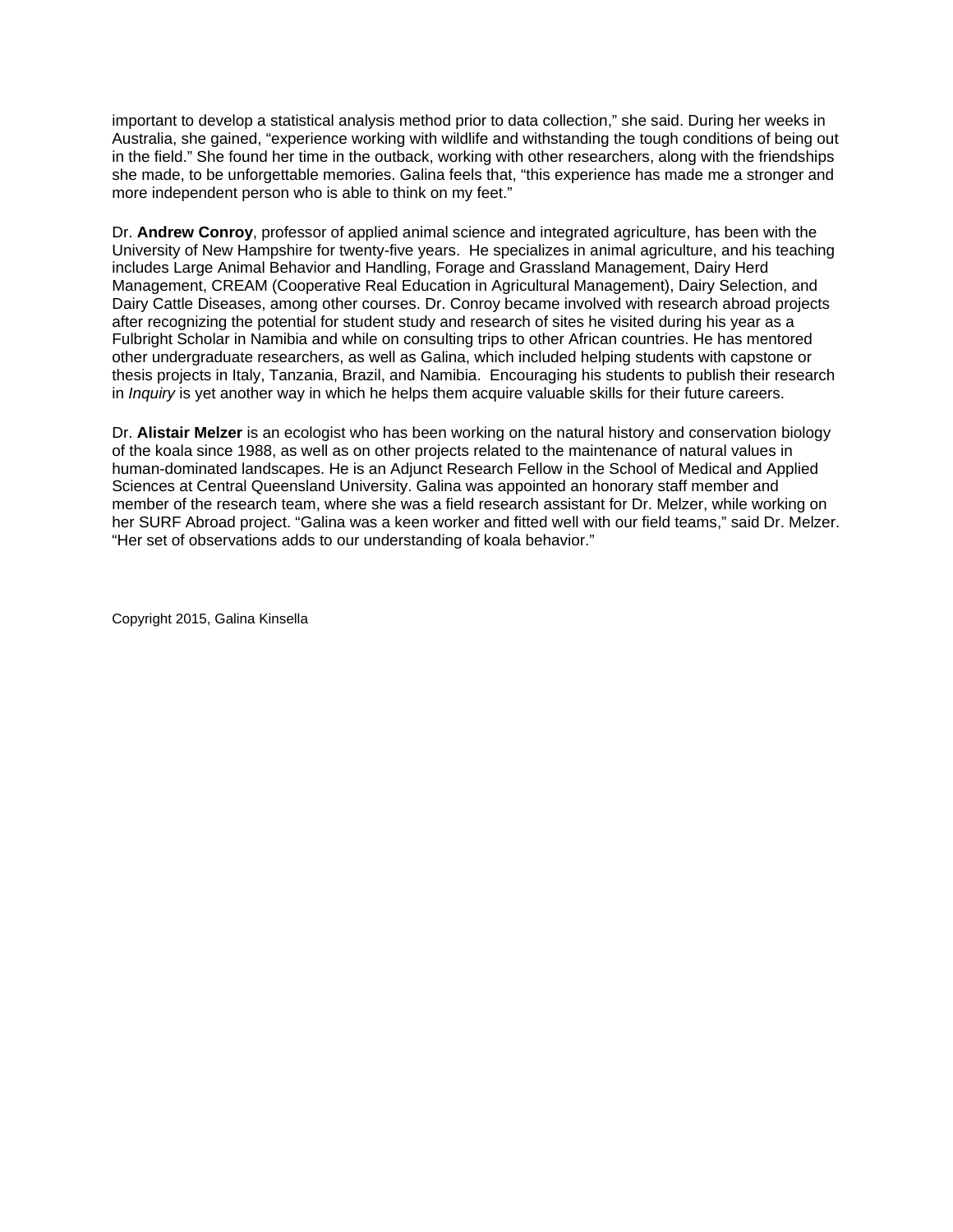important to develop a statistical analysis method prior to data collection," she said. During her weeks in Australia, she gained, "experience working with wildlife and withstanding the tough conditions of being out in the field." She found her time in the outback, working with other researchers, along with the friendships she made, to be unforgettable memories. Galina feels that, "this experience has made me a stronger and more independent person who is able to think on my feet."

Dr. **Andrew Conroy**, professor of applied animal science and integrated agriculture, has been with the University of New Hampshire for twenty-five years. He specializes in animal agriculture, and his teaching includes Large Animal Behavior and Handling, Forage and Grassland Management, Dairy Herd Management, CREAM (Cooperative Real Education in Agricultural Management), Dairy Selection, and Dairy Cattle Diseases, among other courses. Dr. Conroy became involved with research abroad projects after recognizing the potential for student study and research of sites he visited during his year as a Fulbright Scholar in Namibia and while on consulting trips to other African countries. He has mentored other undergraduate researchers, as well as Galina, which included helping students with capstone or thesis projects in Italy, Tanzania, Brazil, and Namibia. Encouraging his students to publish their research in *Inquiry* is yet another way in which he helps them acquire valuable skills for their future careers.

Dr. **Alistair Melzer** is an ecologist who has been working on the natural history and conservation biology of the koala since 1988, as well as on other projects related to the maintenance of natural values in human-dominated landscapes. He is an Adjunct Research Fellow in the School of Medical and Applied Sciences at Central Queensland University. Galina was appointed an honorary staff member and member of the research team, where she was a field research assistant for Dr. Melzer, while working on her SURF Abroad project. "Galina was a keen worker and fitted well with our field teams," said Dr. Melzer. "Her set of observations adds to our understanding of koala behavior."

Copyright 2015, Galina Kinsella